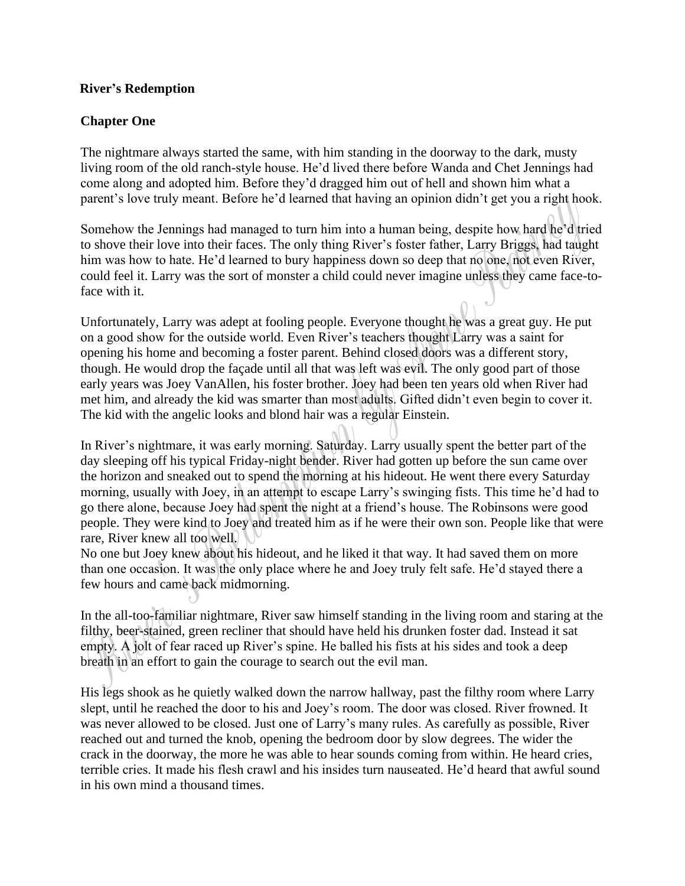**River's Redemption**

**Chapter One**

The nightmare always started the same, with him standing in the doorway to the dark, musty living room of the old ranch-style house. He'd lived there before Wanda and Chet Jennings had come along and adopted him. Before they'd dragged him out of hell and shown him what a parent's love truly meant. Before he'd learned that having an opinion didn't get you a right hook.

Somehow the Jennings had managed to turn him into a human being, despite how hard he'd tried to shove their love into their faces. The only thing River's foster father, Larry Briggs, had taught him was how to hate. He'd learned to bury happiness down so deep that no one, not even River, could feel it. Larry was the sort of monster a child could never imagine unless they came face-to-face with it.

Unfortunately, Larry was adept at fooling people. Everyone thought he was a great guy. He put on a good show for the outside world. Even River's teachers thought Larry was a saint for opening his home and becoming a foster parent. Behind closed doors was a different story, though. He would drop the façade until all that was left was evil. The only good part of those early years was Joey VanAllen, his foster brother. Joey had been ten years old when River had met him, and already the kid was smarter than most adults. Gifted didn't even begin to cover it. The kid with the angelic looks and blond hair was a regular Einstein.

In River's nightmare, it was early morning. Saturday. Larry usually spent the better part of the day sleeping off his typical Friday-night bender. River had gotten up before the sun came over the horizon and sneaked out to spend the morning at his hideout. He went there every Saturday morning, usually with Joey, in an attempt to escape Larry's swinging fists. This time he'd had to go there alone, because Joey had spent the night at a friend's house. The Robinsons were good people. They were kind to Joey and treated him as if he were their own son. People like that were rare, River knew all too well.

No one but Joey knew about his hideout, and he liked it that way. It had saved them on more than one occasion. It was the only place where he and Joey truly felt safe. He'd stayed there a few hours and came back midmorning.

In the all-too-familiar nightmare, River saw himself standing in the living room and staring at the filthy, beer-stained, green recliner that should have held his drunken foster dad. Instead it sat empty. A jolt of fear raced up River's spine. He balled his fists at his sides and took a deep breath in an effort to gain the courage to search out the evil man.

His legs shook as he quietly walked down the narrow hallway, past the filthy room where Larry slept, until he reached the door to his and Joey's room. The door was closed. River frowned. It was never allowed to be closed. Just one of Larry's many rules. As carefully as possible, River reached out and turned the knob, opening the bedroom door by slow degrees. The wider the crack in the doorway, the more he was able to hear sounds coming from within. He heard cries, terrible cries. It made his flesh crawl and his insides turn nauseated. He'd heard that awful sound in his own mind a thousand times.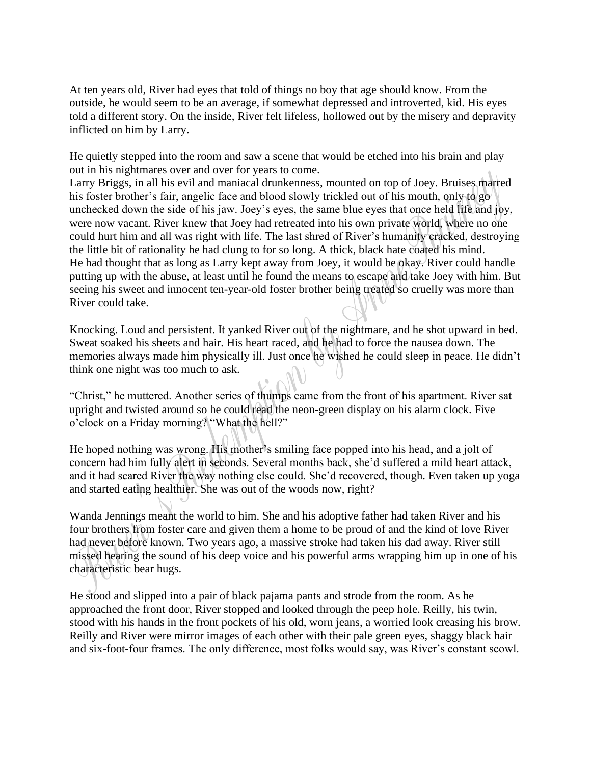At ten years old, River had eyes that told of things no boy that age should know. From the outside, he would seem to be an average, if somewhat depressed and introverted, kid. His eyes told a different story. On the inside, River felt lifeless, hollowed out by the misery and depravity inflicted on him by Larry.

He quietly stepped into the room and saw a scene that would be etched into his brain and play out in his nightmares over and over for years to come.
Larry Briggs, in all his evil and maniacal drunkenness, mounted on top of Joey. Bruises marred his foster brother's fair, angelic face and blood slowly trickled out of his mouth, only to go unchecked down the side of his jaw. Joey's eyes, the same blue eyes that once held life and joy, were now vacant. River knew that Joey had retreated into his own private world, where no one could hurt him and all was right with life. The last shred of River's humanity cracked, destroying the little bit of rationality he had clung to for so long. A thick, black hate coated his mind.
He had thought that as long as Larry kept away from Joey, it would be okay. River could handle putting up with the abuse, at least until he found the means to escape and take Joey with him. But seeing his sweet and innocent ten-year-old foster brother being treated so cruelly was more than River could take.

Knocking. Loud and persistent. It yanked River out of the nightmare, and he shot upward in bed. Sweat soaked his sheets and hair. His heart raced, and he had to force the nausea down. The memories always made him physically ill. Just once he wished he could sleep in peace. He didn't think one night was too much to ask.

"Christ," he muttered. Another series of thumps came from the front of his apartment. River sat upright and twisted around so he could read the neon-green display on his alarm clock. Five o'clock on a Friday morning? "What the hell?"

He hoped nothing was wrong. His mother's smiling face popped into his head, and a jolt of concern had him fully alert in seconds. Several months back, she'd suffered a mild heart attack, and it had scared River the way nothing else could. She'd recovered, though. Even taken up yoga and started eating healthier. She was out of the woods now, right?

Wanda Jennings meant the world to him. She and his adoptive father had taken River and his four brothers from foster care and given them a home to be proud of and the kind of love River had never before known. Two years ago, a massive stroke had taken his dad away. River still missed hearing the sound of his deep voice and his powerful arms wrapping him up in one of his characteristic bear hugs.

He stood and slipped into a pair of black pajama pants and strode from the room. As he approached the front door, River stopped and looked through the peep hole. Reilly, his twin, stood with his hands in the front pockets of his old, worn jeans, a worried look creasing his brow. Reilly and River were mirror images of each other with their pale green eyes, shaggy black hair and six-foot-four frames. The only difference, most folks would say, was River's constant scowl.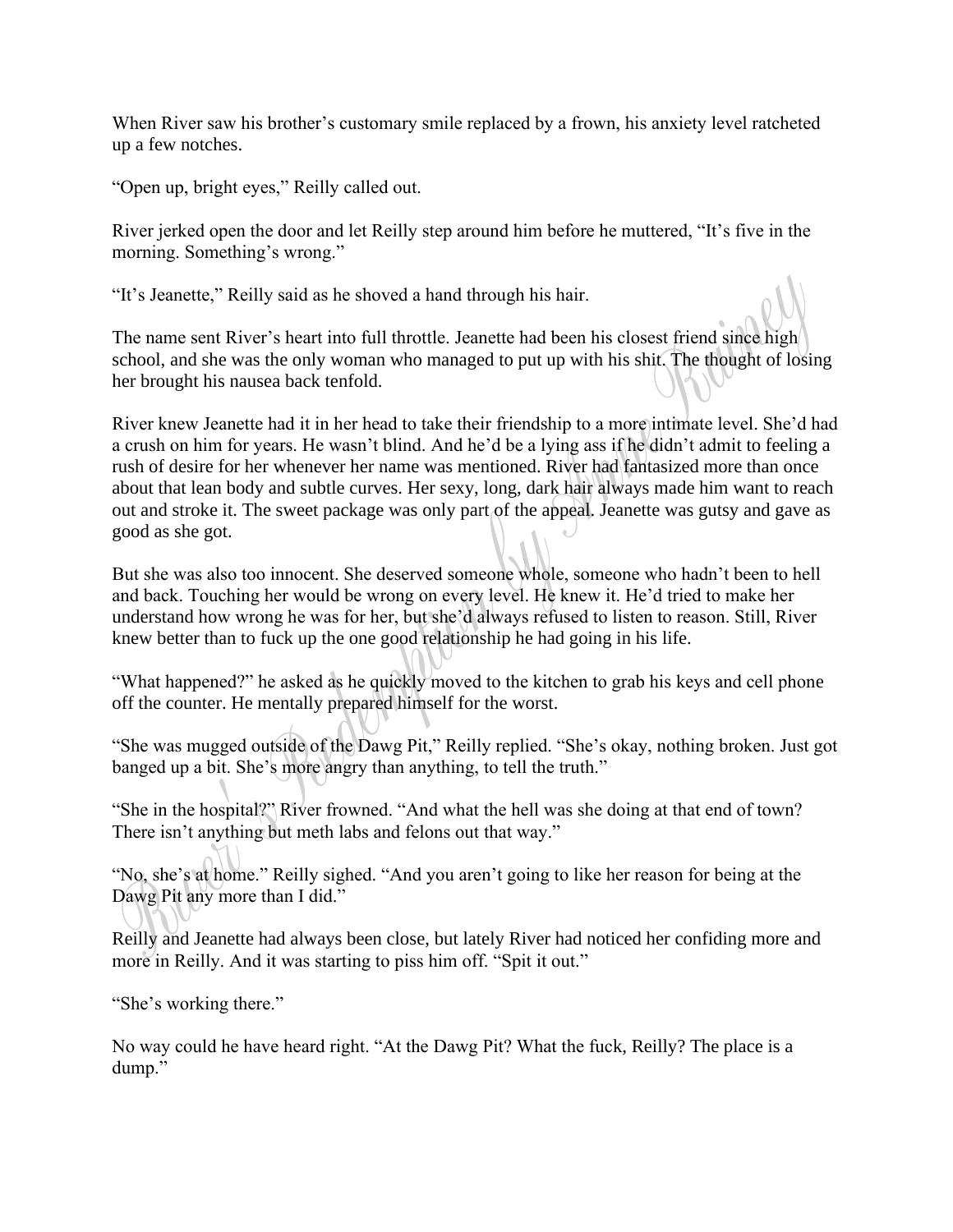When River saw his brother's customary smile replaced by a frown, his anxiety level ratcheted up a few notches.

"Open up, bright eyes," Reilly called out.

River jerked open the door and let Reilly step around him before he muttered, "It's five in the morning. Something's wrong."

"It's Jeanette," Reilly said as he shoved a hand through his hair.

The name sent River's heart into full throttle. Jeanette had been his closest friend since high school, and she was the only woman who managed to put up with his shit. The thought of losing her brought his nausea back tenfold.

River knew Jeanette had it in her head to take their friendship to a more intimate level. She'd had a crush on him for years. He wasn't blind. And he'd be a lying ass if he didn't admit to feeling a rush of desire for her whenever her name was mentioned. River had fantasized more than once about that lean body and subtle curves. Her sexy, long, dark hair always made him want to reach out and stroke it. The sweet package was only part of the appeal. Jeanette was gutsy and gave as good as she got.

But she was also too innocent. She deserved someone whole, someone who hadn't been to hell and back. Touching her would be wrong on every level. He knew it. He'd tried to make her understand how wrong he was for her, but she'd always refused to listen to reason. Still, River knew better than to fuck up the one good relationship he had going in his life.

"What happened?" he asked as he quickly moved to the kitchen to grab his keys and cell phone off the counter. He mentally prepared himself for the worst.

"She was mugged outside of the Dawg Pit," Reilly replied. "She's okay, nothing broken. Just got banged up a bit. She's more angry than anything, to tell the truth."

"She in the hospital?" River frowned. "And what the hell was she doing at that end of town? There isn't anything but meth labs and felons out that way."

"No, she's at home." Reilly sighed. "And you aren't going to like her reason for being at the Dawg Pit any more than I did."

Reilly and Jeanette had always been close, but lately River had noticed her confiding more and more in Reilly. And it was starting to piss him off. "Spit it out."

"She's working there."

No way could he have heard right. "At the Dawg Pit? What the fuck, Reilly? The place is a dump."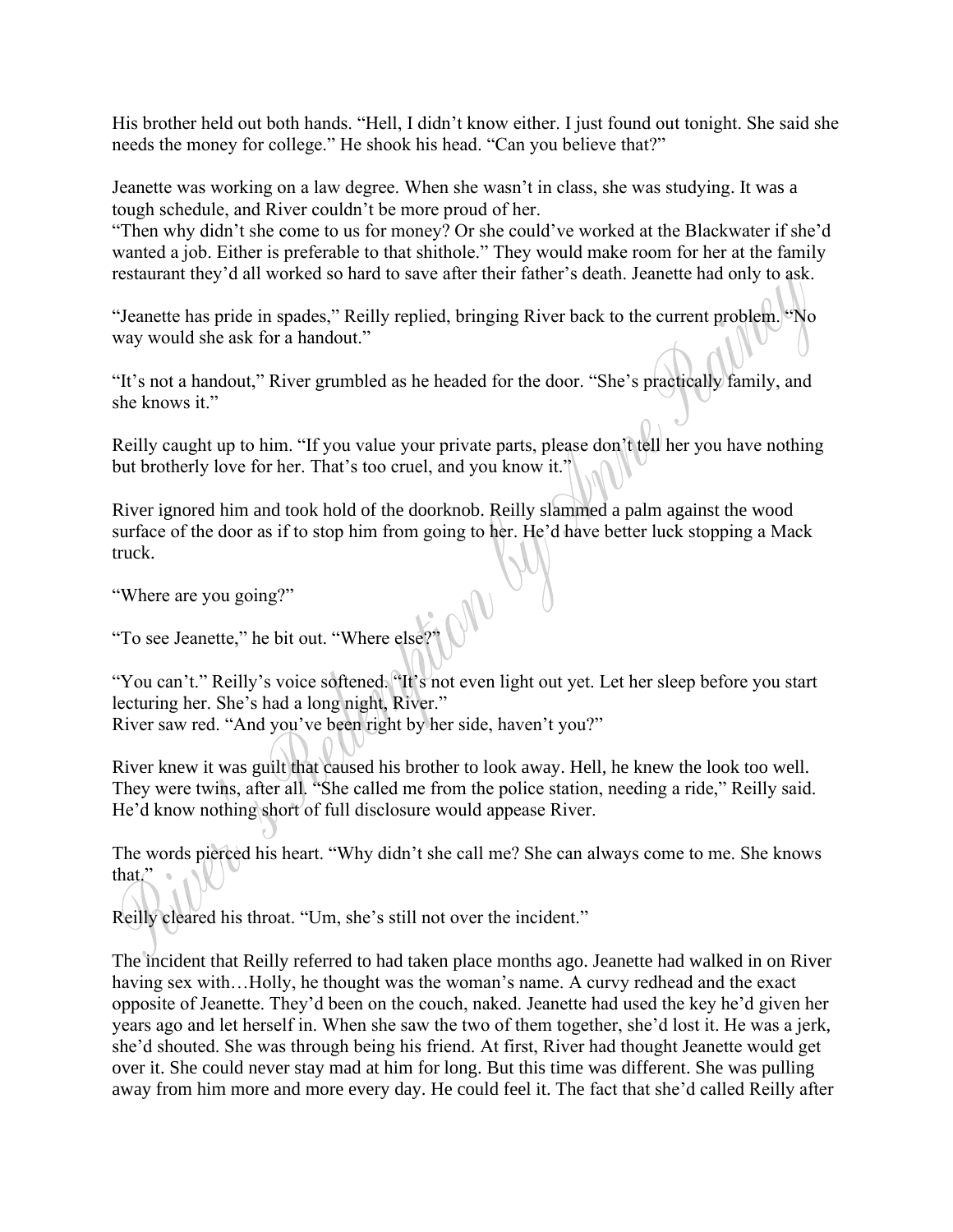His brother held out both hands. "Hell, I didn't know either. I just found out tonight. She said she needs the money for college." He shook his head. "Can you believe that?"

Jeanette was working on a law degree. When she wasn't in class, she was studying. It was a tough schedule, and River couldn't be more proud of her.
"Then why didn't she come to us for money? Or she could've worked at the Blackwater if she'd wanted a job. Either is preferable to that shithole." They would make room for her at the family restaurant they'd all worked so hard to save after their father's death. Jeanette had only to ask.

"Jeanette has pride in spades," Reilly replied, bringing River back to the current problem. "No way would she ask for a handout."

"It's not a handout," River grumbled as he headed for the door. "She's practically family, and she knows it."

Reilly caught up to him. "If you value your private parts, please don't tell her you have nothing but brotherly love for her. That's too cruel, and you know it."

River ignored him and took hold of the doorknob. Reilly slammed a palm against the wood surface of the door as if to stop him from going to her. He'd have better luck stopping a Mack truck.

"Where are you going?"

"To see Jeanette," he bit out. "Where else?"

"You can't." Reilly's voice softened. "It's not even light out yet. Let her sleep before you start lecturing her. She's had a long night, River."
River saw red. "And you've been right by her side, haven't you?"

River knew it was guilt that caused his brother to look away. Hell, he knew the look too well. They were twins, after all. "She called me from the police station, needing a ride," Reilly said. He'd know nothing short of full disclosure would appease River.

The words pierced his heart. "Why didn't she call me? She can always come to me. She knows that."

Reilly cleared his throat. "Um, she's still not over the incident."

The incident that Reilly referred to had taken place months ago. Jeanette had walked in on River having sex with…Holly, he thought was the woman's name. A curvy redhead and the exact opposite of Jeanette. They'd been on the couch, naked. Jeanette had used the key he'd given her years ago and let herself in. When she saw the two of them together, she'd lost it. He was a jerk, she'd shouted. She was through being his friend. At first, River had thought Jeanette would get over it. She could never stay mad at him for long. But this time was different. She was pulling away from him more and more every day. He could feel it. The fact that she'd called Reilly after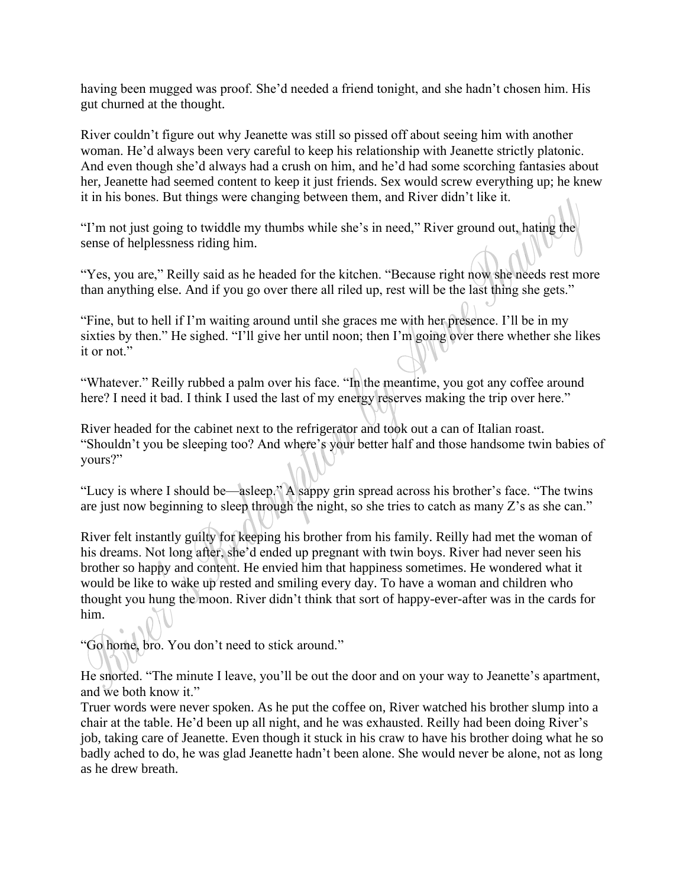having been mugged was proof. She'd needed a friend tonight, and she hadn't chosen him. His gut churned at the thought.

River couldn't figure out why Jeanette was still so pissed off about seeing him with another woman. He'd always been very careful to keep his relationship with Jeanette strictly platonic. And even though she'd always had a crush on him, and he'd had some scorching fantasies about her, Jeanette had seemed content to keep it just friends. Sex would screw everything up; he knew it in his bones. But things were changing between them, and River didn't like it.

"I'm not just going to twiddle my thumbs while she's in need," River ground out, hating the sense of helplessness riding him.

"Yes, you are," Reilly said as he headed for the kitchen. "Because right now she needs rest more than anything else. And if you go over there all riled up, rest will be the last thing she gets."

"Fine, but to hell if I'm waiting around until she graces me with her presence. I'll be in my sixties by then." He sighed. "I'll give her until noon; then I'm going over there whether she likes it or not."

"Whatever." Reilly rubbed a palm over his face. "In the meantime, you got any coffee around here? I need it bad. I think I used the last of my energy reserves making the trip over here."

River headed for the cabinet next to the refrigerator and took out a can of Italian roast. "Shouldn't you be sleeping too? And where's your better half and those handsome twin babies of yours?"

"Lucy is where I should be—asleep." A sappy grin spread across his brother's face. "The twins are just now beginning to sleep through the night, so she tries to catch as many Z's as she can."

River felt instantly guilty for keeping his brother from his family. Reilly had met the woman of his dreams. Not long after, she'd ended up pregnant with twin boys. River had never seen his brother so happy and content. He envied him that happiness sometimes. He wondered what it would be like to wake up rested and smiling every day. To have a woman and children who thought you hung the moon. River didn't think that sort of happy-ever-after was in the cards for him.

"Go home, bro. You don't need to stick around."

He snorted. "The minute I leave, you'll be out the door and on your way to Jeanette's apartment, and we both know it."

Truer words were never spoken. As he put the coffee on, River watched his brother slump into a chair at the table. He'd been up all night, and he was exhausted. Reilly had been doing River's job, taking care of Jeanette. Even though it stuck in his craw to have his brother doing what he so badly ached to do, he was glad Jeanette hadn't been alone. She would never be alone, not as long as he drew breath.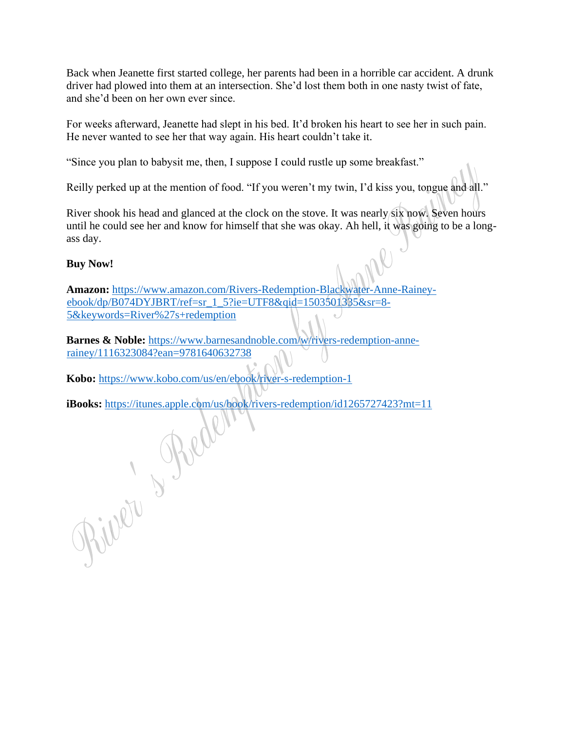Back when Jeanette first started college, her parents had been in a horrible car accident. A drunk driver had plowed into them at an intersection. She'd lost them both in one nasty twist of fate, and she'd been on her own ever since.

For weeks afterward, Jeanette had slept in his bed. It'd broken his heart to see her in such pain. He never wanted to see her that way again. His heart couldn't take it.

"Since you plan to babysit me, then, I suppose I could rustle up some breakfast."

Reilly perked up at the mention of food. "If you weren't my twin, I'd kiss you, tongue and all."

River shook his head and glanced at the clock on the stove. It was nearly six now. Seven hours until he could see her and know for himself that she was okay. Ah hell, it was going to be a long-ass day.

**Buy Now!**

**Amazon:** https://www.amazon.com/Rivers-Redemption-Blackwater-Anne-Rainey-ebook/dp/B074DYJBRT/ref=sr_1_5?ie=UTF8&qid=1503501335&sr=8-5&keywords=River%27s+redemption

**Barnes & Noble:** https://www.barnesandnoble.com/w/rivers-redemption-anne-rainey/1116323084?ean=9781640632738

**Kobo:** https://www.kobo.com/us/en/ebook/river-s-redemption-1

**iBooks:** https://itunes.apple.com/us/book/rivers-redemption/id1265727423?mt=11